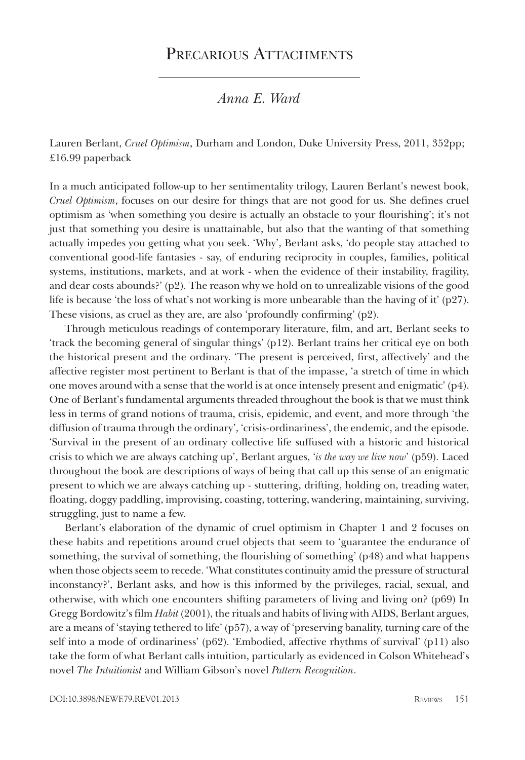# Precarious Attachments

*Anna E. Ward*

Lauren Berlant, *Cruel Optimism*, Durham and London, Duke University Press, 2011, 352pp; £16.99 paperback

In a much anticipated follow-up to her sentimentality trilogy, Lauren Berlant's newest book, *Cruel Optimism*, focuses on our desire for things that are not good for us. She defines cruel optimism as 'when something you desire is actually an obstacle to your flourishing'; it's not just that something you desire is unattainable, but also that the wanting of that something actually impedes you getting what you seek. 'Why', Berlant asks, 'do people stay attached to conventional good-life fantasies - say, of enduring reciprocity in couples, families, political systems, institutions, markets, and at work - when the evidence of their instability, fragility, and dear costs abounds?' (p2). The reason why we hold on to unrealizable visions of the good life is because 'the loss of what's not working is more unbearable than the having of it' (p27). These visions, as cruel as they are, are also 'profoundly confirming' (p2).

Through meticulous readings of contemporary literature, film, and art, Berlant seeks to 'track the becoming general of singular things' (p12). Berlant trains her critical eye on both the historical present and the ordinary. 'The present is perceived, first, affectively' and the affective register most pertinent to Berlant is that of the impasse, 'a stretch of time in which one moves around with a sense that the world is at once intensely present and enigmatic' (p4). One of Berlant's fundamental arguments threaded throughout the book is that we must think less in terms of grand notions of trauma, crisis, epidemic, and event, and more through 'the diffusion of trauma through the ordinary', 'crisis-ordinariness', the endemic, and the episode. 'Survival in the present of an ordinary collective life suffused with a historic and historical crisis to which we are always catching up', Berlant argues, '*is the way we live now*' (p59). Laced throughout the book are descriptions of ways of being that call up this sense of an enigmatic present to which we are always catching up - stuttering, drifting, holding on, treading water, floating, doggy paddling, improvising, coasting, tottering, wandering, maintaining, surviving, struggling, just to name a few.

Berlant's elaboration of the dynamic of cruel optimism in Chapter 1 and 2 focuses on these habits and repetitions around cruel objects that seem to 'guarantee the endurance of something, the survival of something, the flourishing of something' (p48) and what happens when those objects seem to recede. 'What constitutes continuity amid the pressure of structural inconstancy?', Berlant asks, and how is this informed by the privileges, racial, sexual, and otherwise, with which one encounters shifting parameters of living and living on? (p69) In Gregg Bordowitz's film *Habit* (2001), the rituals and habits of living with AIDS, Berlant argues, are a means of 'staying tethered to life' (p57), a way of 'preserving banality, turning care of the self into a mode of ordinariness' (p62). 'Embodied, affective rhythms of survival' (p11) also take the form of what Berlant calls intuition, particularly as evidenced in Colson Whitehead's novel *The Intuitionist* and William Gibson's novel *Pattern Recognition*.

DOI:10.3898/NEWF.79.REV01.2013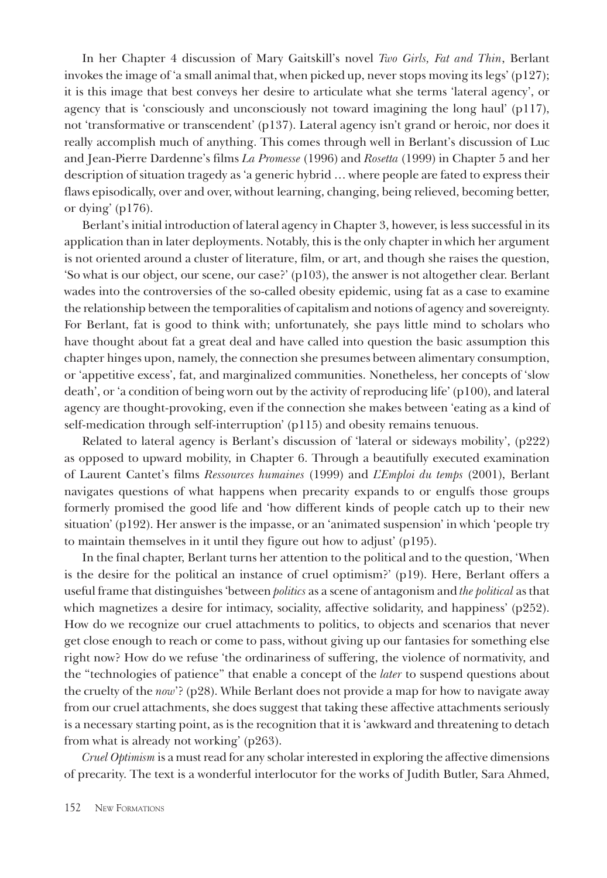In her Chapter 4 discussion of Mary Gaitskill's novel *Two Girls, Fat and Thin*, Berlant invokes the image of 'a small animal that, when picked up, never stops moving its legs' (p127); it is this image that best conveys her desire to articulate what she terms 'lateral agency', or agency that is 'consciously and unconsciously not toward imagining the long haul' (p117), not 'transformative or transcendent' (p137). Lateral agency isn't grand or heroic, nor does it really accomplish much of anything. This comes through well in Berlant's discussion of Luc and Jean-Pierre Dardenne's films *La Promesse* (1996) and *Rosetta* (1999) in Chapter 5 and her description of situation tragedy as 'a generic hybrid … where people are fated to express their flaws episodically, over and over, without learning, changing, being relieved, becoming better, or dying' (p176).

Berlant's initial introduction of lateral agency in Chapter 3, however, is less successful in its application than in later deployments. Notably, this is the only chapter in which her argument is not oriented around a cluster of literature, film, or art, and though she raises the question, 'So what is our object, our scene, our case?' (p103), the answer is not altogether clear. Berlant wades into the controversies of the so-called obesity epidemic, using fat as a case to examine the relationship between the temporalities of capitalism and notions of agency and sovereignty. For Berlant, fat is good to think with; unfortunately, she pays little mind to scholars who have thought about fat a great deal and have called into question the basic assumption this chapter hinges upon, namely, the connection she presumes between alimentary consumption, or 'appetitive excess', fat, and marginalized communities. Nonetheless, her concepts of 'slow death', or 'a condition of being worn out by the activity of reproducing life' (p100), and lateral agency are thought-provoking, even if the connection she makes between 'eating as a kind of self-medication through self-interruption' (p115) and obesity remains tenuous.

Related to lateral agency is Berlant's discussion of 'lateral or sideways mobility', (p222) as opposed to upward mobility, in Chapter 6. Through a beautifully executed examination of Laurent Cantet's films *Ressources humaines* (1999) and *L'Emploi du temps* (2001), Berlant navigates questions of what happens when precarity expands to or engulfs those groups formerly promised the good life and 'how different kinds of people catch up to their new situation' (p192). Her answer is the impasse, or an 'animated suspension' in which 'people try to maintain themselves in it until they figure out how to adjust' (p195).

In the final chapter, Berlant turns her attention to the political and to the question, 'When is the desire for the political an instance of cruel optimism?' (p19). Here, Berlant offers a useful frame that distinguishes 'between *politics* as a scene of antagonism and *the political* as that which magnetizes a desire for intimacy, sociality, affective solidarity, and happiness' (p252). How do we recognize our cruel attachments to politics, to objects and scenarios that never get close enough to reach or come to pass, without giving up our fantasies for something else right now? How do we refuse 'the ordinariness of suffering, the violence of normativity, and the "technologies of patience" that enable a concept of the *later* to suspend questions about the cruelty of the *now*'? (p28). While Berlant does not provide a map for how to navigate away from our cruel attachments, she does suggest that taking these affective attachments seriously is a necessary starting point, as is the recognition that it is 'awkward and threatening to detach from what is already not working' (p263).

*Cruel Optimism* is a must read for any scholar interested in exploring the affective dimensions of precarity. The text is a wonderful interlocutor for the works of Judith Butler, Sara Ahmed,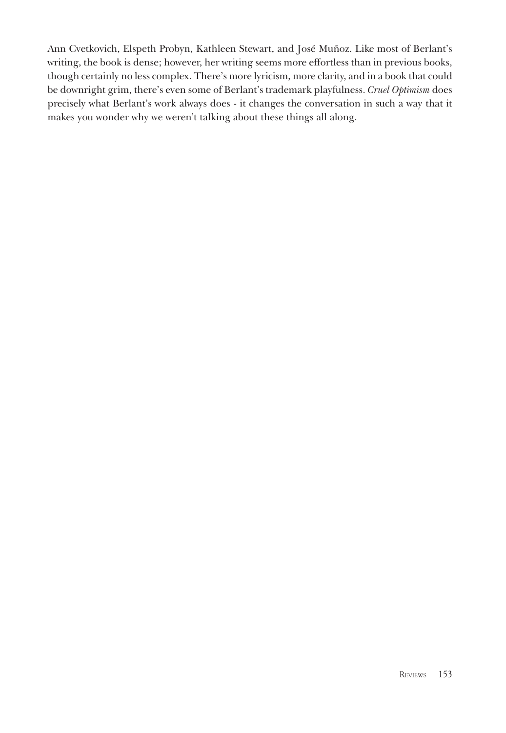Ann Cvetkovich, Elspeth Probyn, Kathleen Stewart, and José Muñoz. Like most of Berlant's writing, the book is dense; however, her writing seems more effortless than in previous books, though certainly no less complex. There's more lyricism, more clarity, and in a book that could be downright grim, there's even some of Berlant's trademark playfulness. *Cruel Optimism* does precisely what Berlant's work always does - it changes the conversation in such a way that it makes you wonder why we weren't talking about these things all along.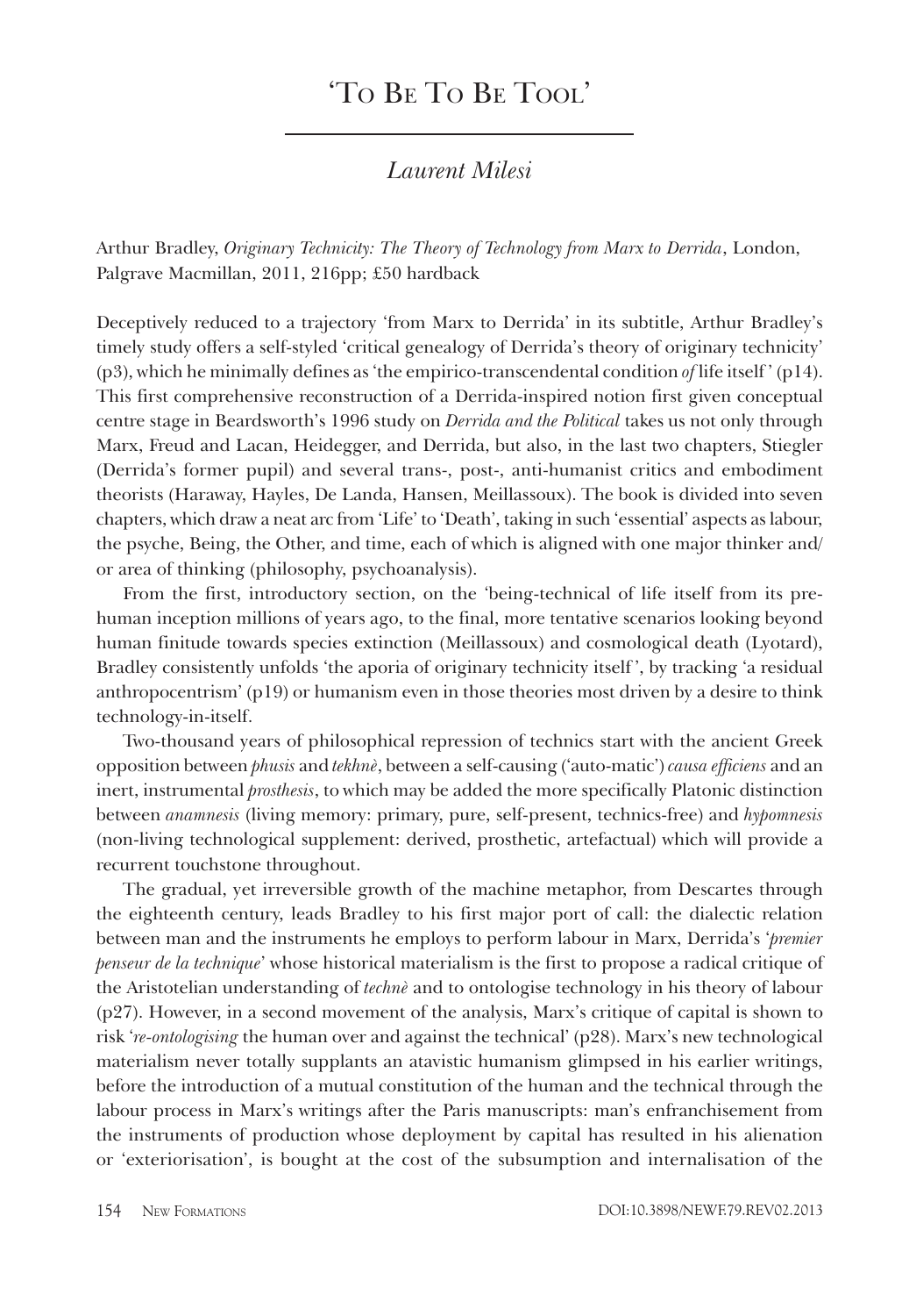# 'To Be To Be Tool'

## *Laurent Milesi*

Arthur Bradley, *Originary Technicity: The Theory of Technology from Marx to Derrida*, London, Palgrave Macmillan, 2011, 216pp; £50 hardback

Deceptively reduced to a trajectory 'from Marx to Derrida' in its subtitle, Arthur Bradley's timely study offers a self-styled 'critical genealogy of Derrida's theory of originary technicity' (p3), which he minimally defines as 'the empirico-transcendental condition *of* life itself' (p14). This first comprehensive reconstruction of a Derrida-inspired notion first given conceptual centre stage in Beardsworth's 1996 study on *Derrida and the Political* takes us not only through Marx, Freud and Lacan, Heidegger, and Derrida, but also, in the last two chapters, Stiegler (Derrida's former pupil) and several trans-, post-, anti-humanist critics and embodiment theorists (Haraway, Hayles, De Landa, Hansen, Meillassoux). The book is divided into seven chapters, which draw a neat arc from 'Life' to 'Death', taking in such 'essential' aspects as labour, the psyche, Being, the Other, and time, each of which is aligned with one major thinker and/or area of thinking (philosophy, psychoanalysis).

From the first, introductory section, on the 'being-technical of life itself from its pre-human inception millions of years ago, to the final, more tentative scenarios looking beyond human finitude towards species extinction (Meillassoux) and cosmological death (Lyotard), Bradley consistently unfolds 'the aporia of originary technicity itself', by tracking 'a residual anthropocentrism' (p19) or humanism even in those theories most driven by a desire to think technology-in-itself.

Two-thousand years of philosophical repression of technics start with the ancient Greek opposition between *phusis* and *tekhnè*, between a self-causing ('auto-matic') *causa efficiens* and an inert, instrumental *prosthesis*, to which may be added the more specifically Platonic distinction between *anamnesis* (living memory: primary, pure, self-present, technics-free) and *hypomnesis* (non-living technological supplement: derived, prosthetic, artefactual) which will provide a recurrent touchstone throughout.

The gradual, yet irreversible growth of the machine metaphor, from Descartes through the eighteenth century, leads Bradley to his first major port of call: the dialectic relation between man and the instruments he employs to perform labour in Marx, Derrida's '*premier penseur de la technique*' whose historical materialism is the first to propose a radical critique of the Aristotelian understanding of *technè* and to ontologise technology in his theory of labour (p27). However, in a second movement of the analysis, Marx's critique of capital is shown to risk '*re-ontologising* the human over and against the technical' (p28). Marx's new technological materialism never totally supplants an atavistic humanism glimpsed in his earlier writings, before the introduction of a mutual constitution of the human and the technical through the labour process in Marx's writings after the Paris manuscripts: man's enfranchisement from the instruments of production whose deployment by capital has resulted in his alienation or 'exteriorisation', is bought at the cost of the subsumption and internalisation of the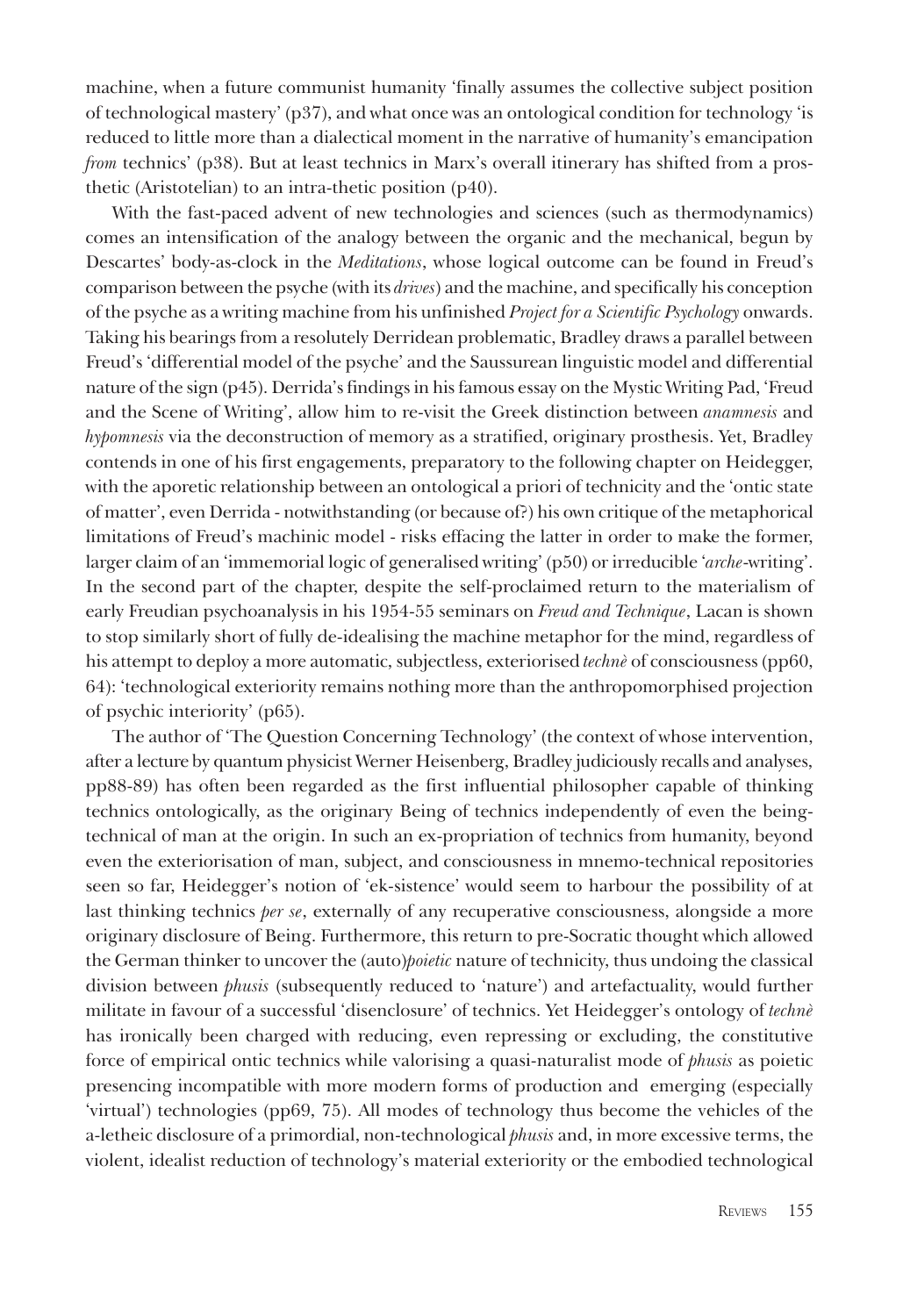machine, when a future communist humanity 'finally assumes the collective subject position of technological mastery' (p37), and what once was an ontological condition for technology 'is reduced to little more than a dialectical moment in the narrative of humanity's emancipation *from* technics' (p38). But at least technics in Marx's overall itinerary has shifted from a prosthetic (Aristotelian) to an intra-thetic position (p40).

With the fast-paced advent of new technologies and sciences (such as thermodynamics) comes an intensification of the analogy between the organic and the mechanical, begun by Descartes' body-as-clock in the *Meditations*, whose logical outcome can be found in Freud's comparison between the psyche (with its *drives*) and the machine, and specifically his conception of the psyche as a writing machine from his unfinished *Project for a Scientific Psychology* onwards. Taking his bearings from a resolutely Derridean problematic, Bradley draws a parallel between Freud's 'differential model of the psyche' and the Saussurean linguistic model and differential nature of the sign (p45). Derrida's findings in his famous essay on the Mystic Writing Pad, 'Freud and the Scene of Writing', allow him to re-visit the Greek distinction between *anamnesis* and *hypomnesis* via the deconstruction of memory as a stratified, originary prosthesis. Yet, Bradley contends in one of his first engagements, preparatory to the following chapter on Heidegger, with the aporetic relationship between an ontological a priori of technicity and the 'ontic state of matter', even Derrida - notwithstanding (or because of?) his own critique of the metaphorical limitations of Freud's machinic model - risks effacing the latter in order to make the former, larger claim of an 'immemorial logic of generalised writing' (p50) or irreducible '*arche*-writing'. In the second part of the chapter, despite the self-proclaimed return to the materialism of early Freudian psychoanalysis in his 1954-55 seminars on *Freud and Technique*, Lacan is shown to stop similarly short of fully de-idealising the machine metaphor for the mind, regardless of his attempt to deploy a more automatic, subjectless, exteriorised *technè* of consciousness (pp60, 64): 'technological exteriority remains nothing more than the anthropomorphised projection of psychic interiority' (p65).

The author of 'The Question Concerning Technology' (the context of whose intervention, after a lecture by quantum physicist Werner Heisenberg, Bradley judiciously recalls and analyses, pp88-89) has often been regarded as the first influential philosopher capable of thinking technics ontologically, as the originary Being of technics independently of even the being-technical of man at the origin. In such an ex-propriation of technics from humanity, beyond even the exteriorisation of man, subject, and consciousness in mnemo-technical repositories seen so far, Heidegger's notion of 'ek-sistence' would seem to harbour the possibility of at last thinking technics *per se*, externally of any recuperative consciousness, alongside a more originary disclosure of Being. Furthermore, this return to pre-Socratic thought which allowed the German thinker to uncover the (auto)*poietic* nature of technicity, thus undoing the classical division between *phusis* (subsequently reduced to 'nature') and artefactuality, would further militate in favour of a successful 'disenclosure' of technics. Yet Heidegger's ontology of *technè* has ironically been charged with reducing, even repressing or excluding, the constitutive force of empirical ontic technics while valorising a quasi-naturalist mode of *phusis* as poietic presencing incompatible with more modern forms of production and emerging (especially 'virtual') technologies (pp69, 75). All modes of technology thus become the vehicles of the a-letheic disclosure of a primordial, non-technological *phusis* and, in more excessive terms, the violent, idealist reduction of technology's material exteriority or the embodied technological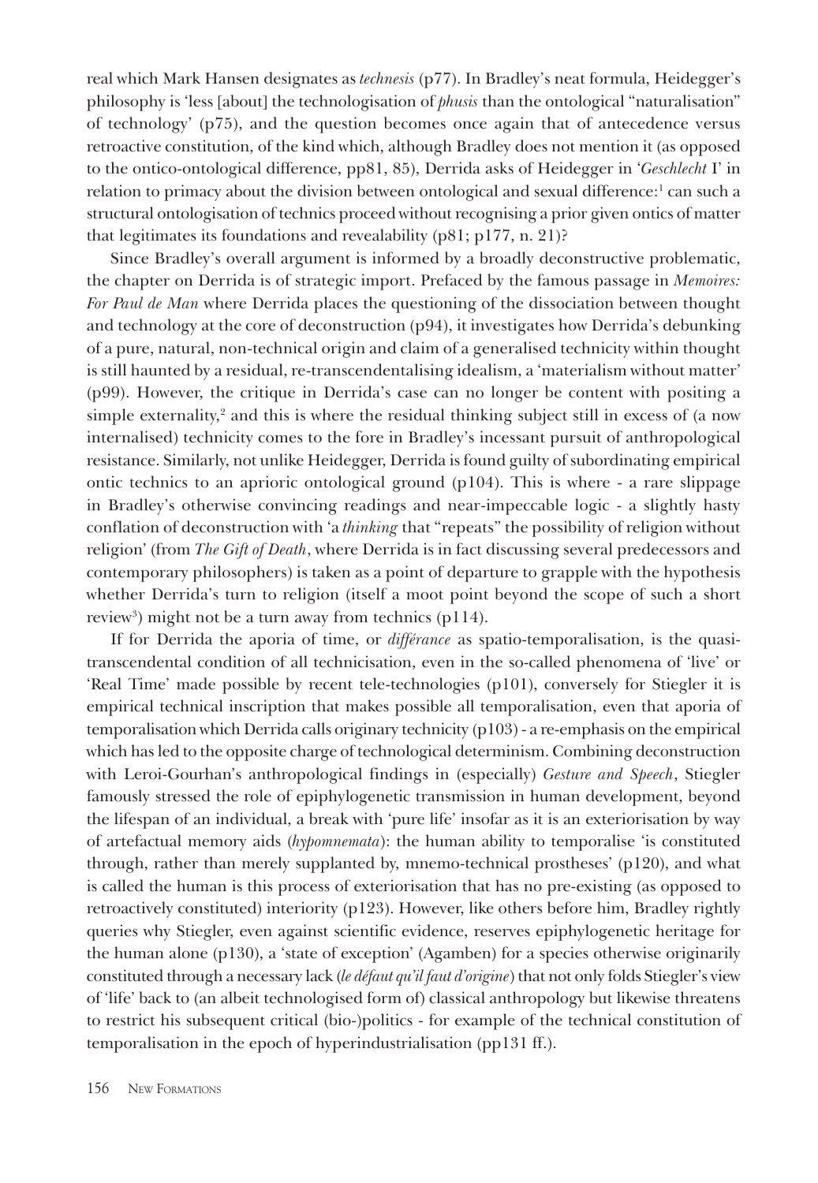real which Mark Hansen designates as *technesis* (p77). In Bradley's neat formula, Heidegger's philosophy is 'less [about] the technologisation of *phusis* than the ontological "naturalisation" of technology' (p75), and the question becomes once again that of antecedence versus retroactive constitution, of the kind which, although Bradley does not mention it (as opposed to the ontico-ontological difference, pp81, 85), Derrida asks of Heidegger in '*Geschlecht* I' in relation to primacy about the division between ontological and sexual difference:[1] can such a structural ontologisation of technics proceed without recognising a prior given ontics of matter that legitimates its foundations and reveal­ability (p81; p177, n. 21)?

Since Bradley's overall argument is informed by a broadly deconstructive problematic, the chapter on Derrida is of strategic import. Prefaced by the famous passage in *Memoires: For Paul de Man* where Derrida places the questioning of the dissociation between thought and technology at the core of deconstruction (p94), it investigates how Derrida's debunking of a pure, natural, non-technical origin and claim of a generalised technicity within thought is still haunted by a residual, re-transcendentalising idealism, a 'materialism without matter' (p99). However, the critique in Derrida's case can no longer be content with positing a simple externality,[2] and this is where the residual thinking subject still in excess of (a now internalised) technicity comes to the fore in Bradley's incessant pursuit of anthropological resistance. Similarly, not unlike Heidegger, Derrida is found guilty of subordinating empirical ontic technics to an aprioric ontological ground (p104). This is where - a rare slippage in Bradley's otherwise convincing readings and near-impeccable logic - a slightly hasty conflation of deconstruction with 'a *thinking* that "repeats" the possibility of religion without religion' (from *The Gift of Death*, where Derrida is in fact discussing several predecessors and contemporary philosophers) is taken as a point of departure to grapple with the hypothesis whether Derrida's turn to religion (itself a moot point beyond the scope of such a short review[3]) might not be a turn away from technics (p114).

If for Derrida the aporia of time, or *différance* as spatio-temporalisation, is the quasi-transcendental condition of all technicisation, even in the so-called phenomena of 'live' or 'Real Time' made possible by recent tele-technologies (p101), conversely for Stiegler it is empirical technical inscription that makes possible all temporalisation, even that aporia of temporalisation which Derrida calls originary technicity (p103) - a re-emphasis on the empirical which has led to the opposite charge of technological determinism. Combining deconstruction with Leroi-Gourhan's anthropological findings in (especially) *Gesture and Speech*, Stiegler famously stressed the role of epiphylogenetic transmission in human development, beyond the lifespan of an individual, a break with 'pure life' insofar as it is an exteriorisation by way of artefactual memory aids (*hypomnemata*): the human ability to temporalise 'is constituted through, rather than merely supplanted by, mnemo-technical prostheses' (p120), and what is called the human is this process of exteriorisation that has no pre-existing (as opposed to retroactively constituted) interiority (p123). However, like others before him, Bradley rightly queries why Stiegler, even against scientific evidence, reserves epiphylogenetic heritage for the human alone (p130), a 'state of exception' (Agamben) for a species otherwise originarily constituted through a necessary lack (*le défaut qu'il faut d'origine*) that not only folds Stiegler's view of 'life' back to (an albeit technologised form of) classical anthropology but likewise threatens to restrict his subsequent critical (bio-)politics - for example of the technical constitution of temporalisation in the epoch of hyperindustrialisation (pp131 ff.).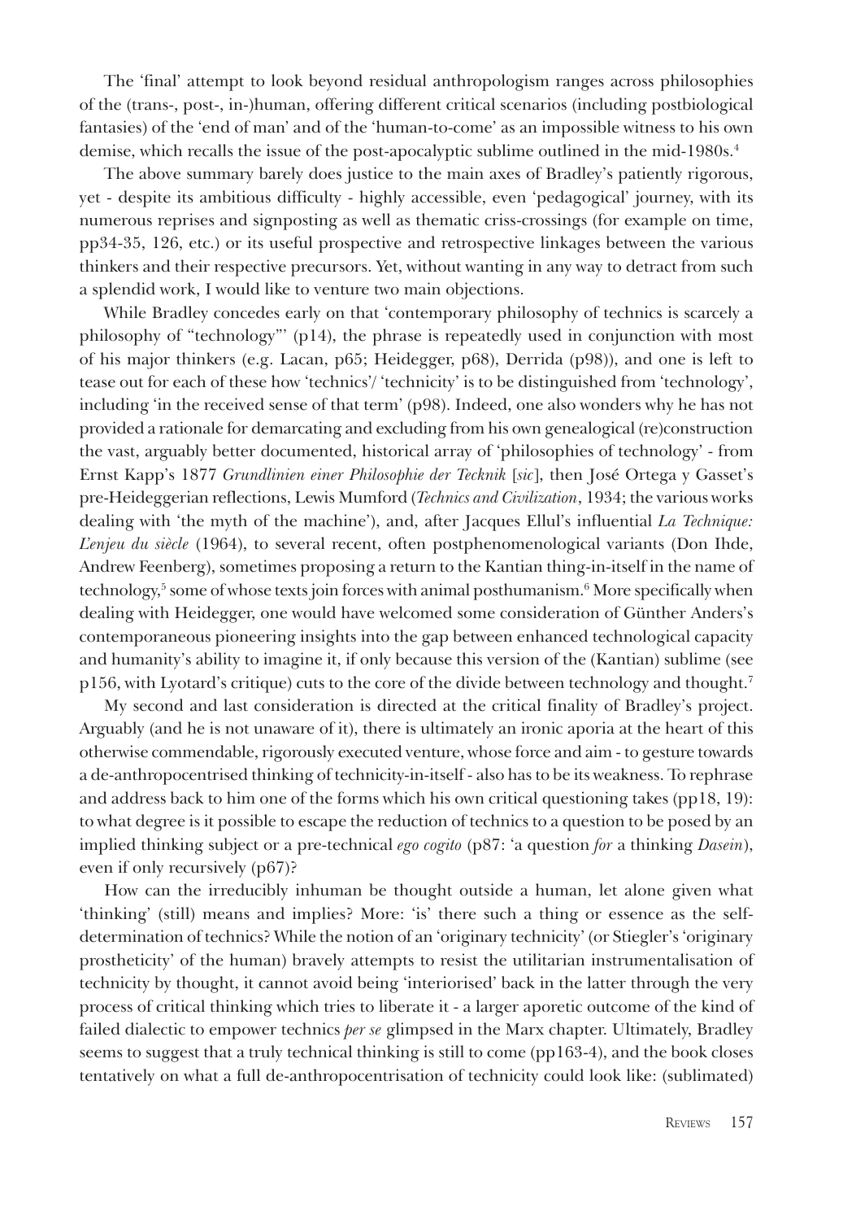The 'final' attempt to look beyond residual anthropologism ranges across philosophies of the (trans-, post-, in-)human, offering different critical scenarios (including postbiological fantasies) of the 'end of man' and of the 'human-to-come' as an impossible witness to his own demise, which recalls the issue of the post-apocalyptic sublime outlined in the mid-1980s.[4]

The above summary barely does justice to the main axes of Bradley's patiently rigorous, yet - despite its ambitious difficulty - highly accessible, even 'pedagogical' journey, with its numerous reprises and signposting as well as thematic criss-crossings (for example on time, pp34-35, 126, etc.) or its useful prospective and retrospective linkages between the various thinkers and their respective precursors. Yet, without wanting in any way to detract from such a splendid work, I would like to venture two main objections.

While Bradley concedes early on that 'contemporary philosophy of technics is scarcely a philosophy of "technology"' (p14), the phrase is repeatedly used in conjunction with most of his major thinkers (e.g. Lacan, p65; Heidegger, p68), Derrida (p98)), and one is left to tease out for each of these how 'technics'/ 'technicity' is to be distinguished from 'technology', including 'in the received sense of that term' (p98). Indeed, one also wonders why he has not provided a rationale for demarcating and excluding from his own genealogical (re)construction the vast, arguably better documented, historical array of 'philosophies of technology' - from Ernst Kapp's 1877 *Grundlinien einer Philosophie der Tecknik* [*sic*], then José Ortega y Gasset's pre-Heideggerian reflections, Lewis Mumford (*Technics and Civilization*, 1934; the various works dealing with 'the myth of the machine'), and, after Jacques Ellul's influential *La Technique: L'enjeu du siècle* (1964), to several recent, often postphenomenological variants (Don Ihde, Andrew Feenberg), sometimes proposing a return to the Kantian thing-in-itself in the name of technology,[5] some of whose texts join forces with animal posthumanism.[6] More specifically when dealing with Heidegger, one would have welcomed some consideration of Günther Anders's contemporaneous pioneering insights into the gap between enhanced technological capacity and humanity's ability to imagine it, if only because this version of the (Kantian) sublime (see p156, with Lyotard's critique) cuts to the core of the divide between technology and thought.[7]

My second and last consideration is directed at the critical finality of Bradley's project. Arguably (and he is not unaware of it), there is ultimately an ironic aporia at the heart of this otherwise commendable, rigorously executed venture, whose force and aim - to gesture towards a de-anthropocentrised thinking of technicity-in-itself - also has to be its weakness. To rephrase and address back to him one of the forms which his own critical questioning takes (pp18, 19): to what degree is it possible to escape the reduction of technics to a question to be posed by an implied thinking subject or a pre-technical *ego cogito* (p87: 'a question *for* a thinking *Dasein*), even if only recursively (p67)?

How can the irreducibly inhuman be thought outside a human, let alone given what 'thinking' (still) means and implies? More: 'is' there such a thing or essence as the self-determination of technics? While the notion of an 'originary technicity' (or Stiegler's 'originary prostheticity' of the human) bravely attempts to resist the utilitarian instrumentalisation of technicity by thought, it cannot avoid being 'interiorised' back in the latter through the very process of critical thinking which tries to liberate it - a larger aporetic outcome of the kind of failed dialectic to empower technics *per se* glimpsed in the Marx chapter. Ultimately, Bradley seems to suggest that a truly technical thinking is still to come (pp163-4), and the book closes tentatively on what a full de-anthropocentrisation of technicity could look like: (sublimated)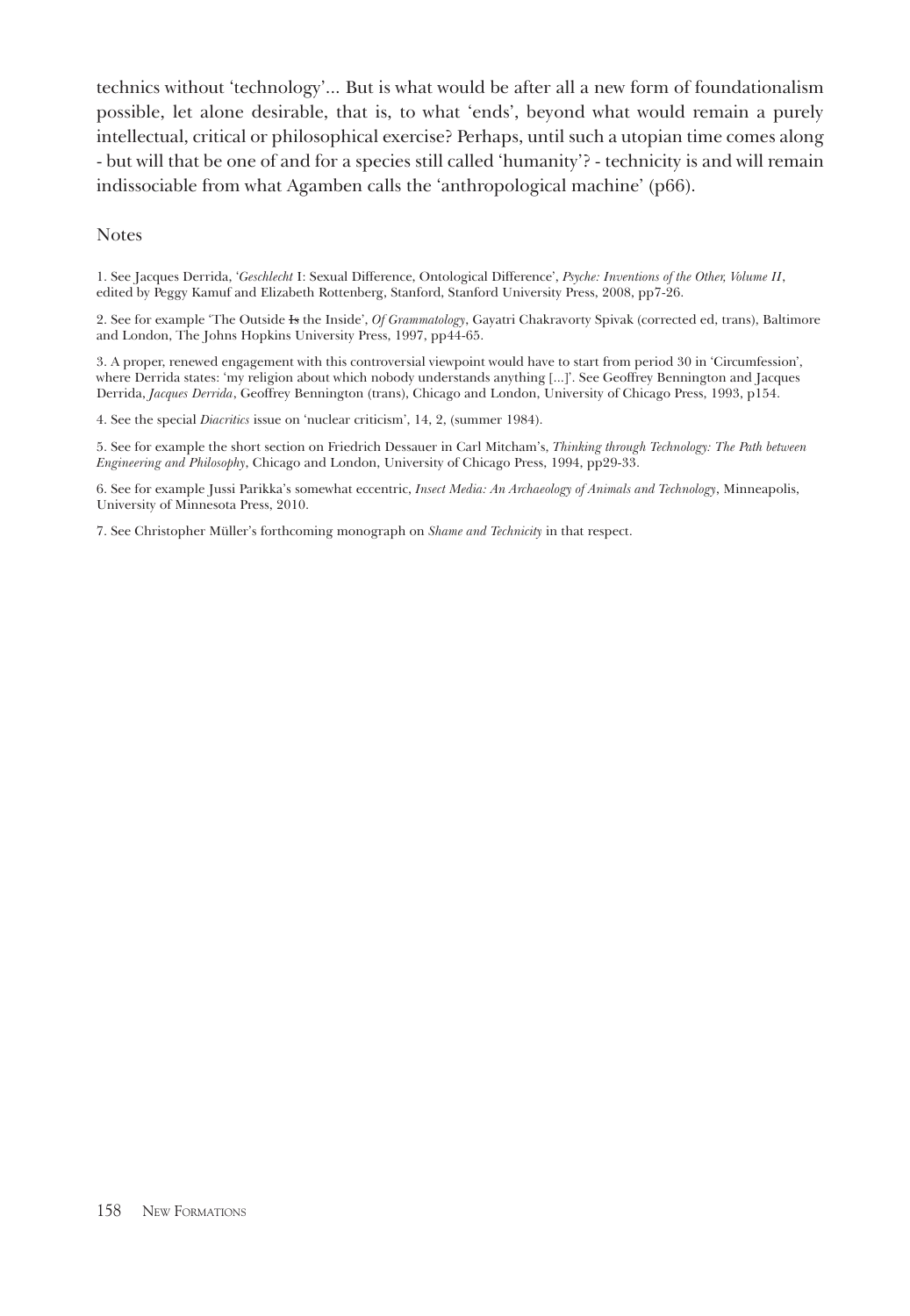technics without 'technology'... But is what would be after all a new form of foundationalism possible, let alone desirable, that is, to what 'ends', beyond what would remain a purely intellectual, critical or philosophical exercise? Perhaps, until such a utopian time comes along - but will that be one of and for a species still called 'humanity'? - technicity is and will remain indissociable from what Agamben calls the 'anthropological machine' (p66).

## Notes

1. See Jacques Derrida, '*Geschlecht* I: Sexual Difference, Ontological Difference', *Psyche: Inventions of the Other, Volume II*, edited by Peggy Kamuf and Elizabeth Rottenberg, Stanford, Stanford University Press, 2008, pp7-26.

2. See for example 'The Outside ~~Is~~ the Inside', *Of Grammatology*, Gayatri Chakravorty Spivak (corrected ed, trans), Baltimore and London, The Johns Hopkins University Press, 1997, pp44-65.

3. A proper, renewed engagement with this controversial viewpoint would have to start from period 30 in 'Circumfession', where Derrida states: 'my religion about which nobody understands anything [...]'. See Geoffrey Bennington and Jacques Derrida, *Jacques Derrida*, Geoffrey Bennington (trans), Chicago and London, University of Chicago Press, 1993, p154.

4. See the special *Diacritics* issue on 'nuclear criticism', 14, 2, (summer 1984).

5. See for example the short section on Friedrich Dessauer in Carl Mitcham's, *Thinking through Technology: The Path between Engineering and Philosophy*, Chicago and London, University of Chicago Press, 1994, pp29-33.

6. See for example Jussi Parikka's somewhat eccentric, *Insect Media: An Archaeology of Animals and Technology*, Minneapolis, University of Minnesota Press, 2010.

7. See Christopher Müller's forthcoming monograph on *Shame and Technicity* in that respect.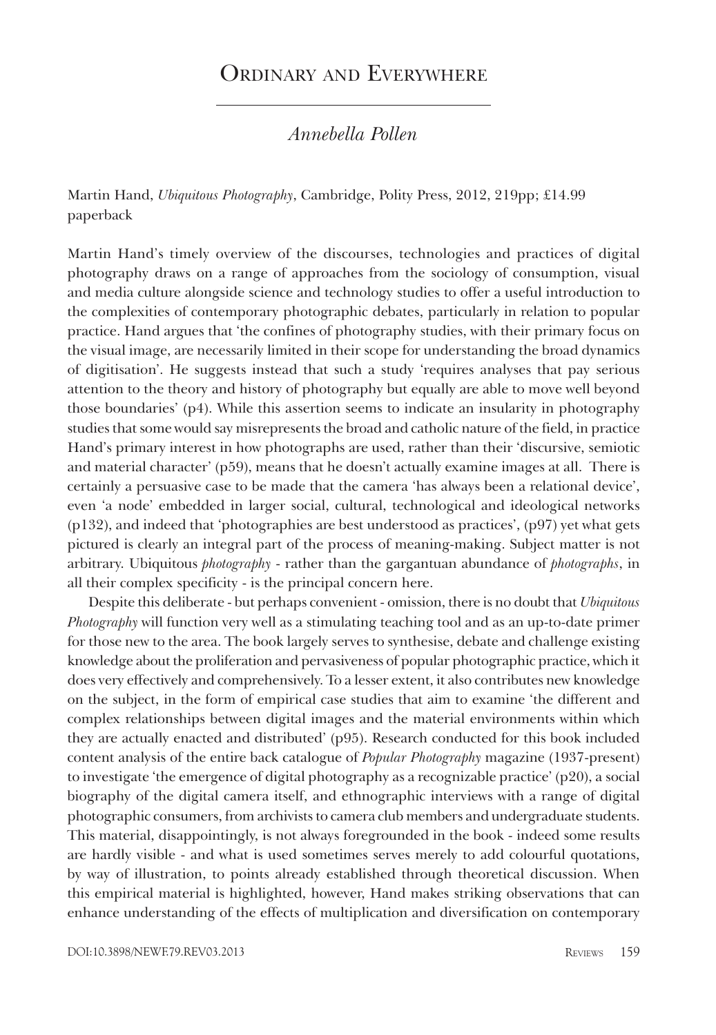# Ordinary and Everywhere

*Annebella Pollen*

Martin Hand, *Ubiquitous Photography*, Cambridge, Polity Press, 2012, 219pp; £14.99 paperback

Martin Hand's timely overview of the discourses, technologies and practices of digital photography draws on a range of approaches from the sociology of consumption, visual and media culture alongside science and technology studies to offer a useful introduction to the complexities of contemporary photographic debates, particularly in relation to popular practice. Hand argues that 'the confines of photography studies, with their primary focus on the visual image, are necessarily limited in their scope for understanding the broad dynamics of digitisation'. He suggests instead that such a study 'requires analyses that pay serious attention to the theory and history of photography but equally are able to move well beyond those boundaries' (p4). While this assertion seems to indicate an insularity in photography studies that some would say misrepresents the broad and catholic nature of the field, in practice Hand's primary interest in how photographs are used, rather than their 'discursive, semiotic and material character' (p59), means that he doesn't actually examine images at all. There is certainly a persuasive case to be made that the camera 'has always been a relational device', even 'a node' embedded in larger social, cultural, technological and ideological networks (p132), and indeed that 'photographies are best understood as practices', (p97) yet what gets pictured is clearly an integral part of the process of meaning-making. Subject matter is not arbitrary. Ubiquitous *photography* - rather than the gargantuan abundance of *photographs*, in all their complex specificity - is the principal concern here.

Despite this deliberate - but perhaps convenient - omission, there is no doubt that *Ubiquitous Photography* will function very well as a stimulating teaching tool and as an up-to-date primer for those new to the area. The book largely serves to synthesise, debate and challenge existing knowledge about the proliferation and pervasiveness of popular photographic practice, which it does very effectively and comprehensively. To a lesser extent, it also contributes new knowledge on the subject, in the form of empirical case studies that aim to examine 'the different and complex relationships between digital images and the material environments within which they are actually enacted and distributed' (p95). Research conducted for this book included content analysis of the entire back catalogue of *Popular Photography* magazine (1937-present) to investigate 'the emergence of digital photography as a recognizable practice' (p20), a social biography of the digital camera itself, and ethnographic interviews with a range of digital photographic consumers, from archivists to camera club members and undergraduate students. This material, disappointingly, is not always foregrounded in the book - indeed some results are hardly visible - and what is used sometimes serves merely to add colourful quotations, by way of illustration, to points already established through theoretical discussion. When this empirical material is highlighted, however, Hand makes striking observations that can enhance understanding of the effects of multiplication and diversification on contemporary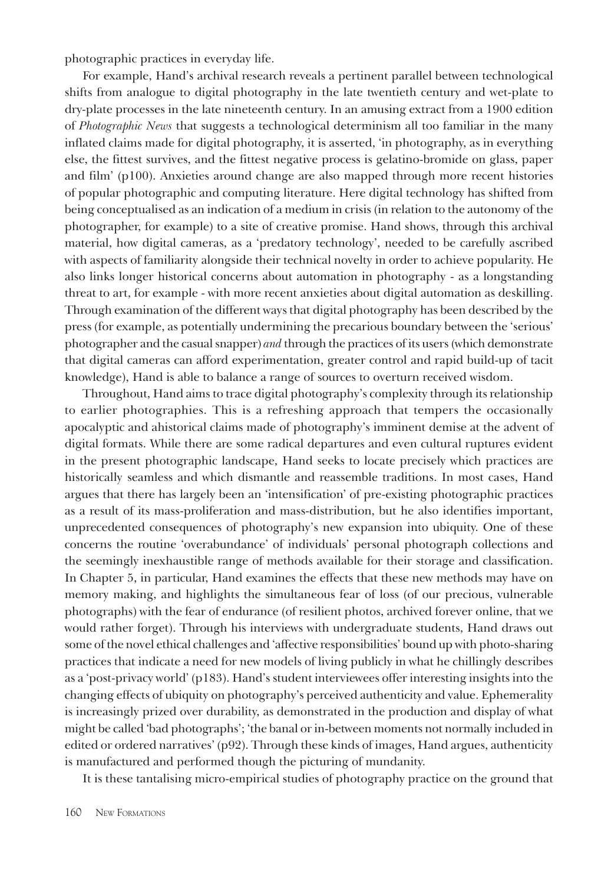photographic practices in everyday life.

For example, Hand's archival research reveals a pertinent parallel between technological shifts from analogue to digital photography in the late twentieth century and wet-plate to dry-plate processes in the late nineteenth century. In an amusing extract from a 1900 edition of *Photographic News* that suggests a technological determinism all too familiar in the many inflated claims made for digital photography, it is asserted, 'in photography, as in everything else, the fittest survives, and the fittest negative process is gelatino-bromide on glass, paper and film' (p100). Anxieties around change are also mapped through more recent histories of popular photographic and computing literature. Here digital technology has shifted from being conceptualised as an indication of a medium in crisis (in relation to the autonomy of the photographer, for example) to a site of creative promise. Hand shows, through this archival material, how digital cameras, as a 'predatory technology', needed to be carefully ascribed with aspects of familiarity alongside their technical novelty in order to achieve popularity. He also links longer historical concerns about automation in photography - as a longstanding threat to art, for example - with more recent anxieties about digital automation as deskilling. Through examination of the different ways that digital photography has been described by the press (for example, as potentially undermining the precarious boundary between the 'serious' photographer and the casual snapper) *and* through the practices of its users (which demonstrate that digital cameras can afford experimentation, greater control and rapid build-up of tacit knowledge), Hand is able to balance a range of sources to overturn received wisdom.

Throughout, Hand aims to trace digital photography's complexity through its relationship to earlier photographies. This is a refreshing approach that tempers the occasionally apocalyptic and ahistorical claims made of photography's imminent demise at the advent of digital formats. While there are some radical departures and even cultural ruptures evident in the present photographic landscape, Hand seeks to locate precisely which practices are historically seamless and which dismantle and reassemble traditions. In most cases, Hand argues that there has largely been an 'intensification' of pre-existing photographic practices as a result of its mass-proliferation and mass-distribution, but he also identifies important, unprecedented consequences of photography's new expansion into ubiquity. One of these concerns the routine 'overabundance' of individuals' personal photograph collections and the seemingly inexhaustible range of methods available for their storage and classification. In Chapter 5, in particular, Hand examines the effects that these new methods may have on memory making, and highlights the simultaneous fear of loss (of our precious, vulnerable photographs) with the fear of endurance (of resilient photos, archived forever online, that we would rather forget). Through his interviews with undergraduate students, Hand draws out some of the novel ethical challenges and 'affective responsibilities' bound up with photo-sharing practices that indicate a need for new models of living publicly in what he chillingly describes as a 'post-privacy world' (p183). Hand's student interviewees offer interesting insights into the changing effects of ubiquity on photography's perceived authenticity and value. Ephemerality is increasingly prized over durability, as demonstrated in the production and display of what might be called 'bad photographs'; 'the banal or in-between moments not normally included in edited or ordered narratives' (p92). Through these kinds of images, Hand argues, authenticity is manufactured and performed though the picturing of mundanity.

It is these tantalising micro-empirical studies of photography practice on the ground that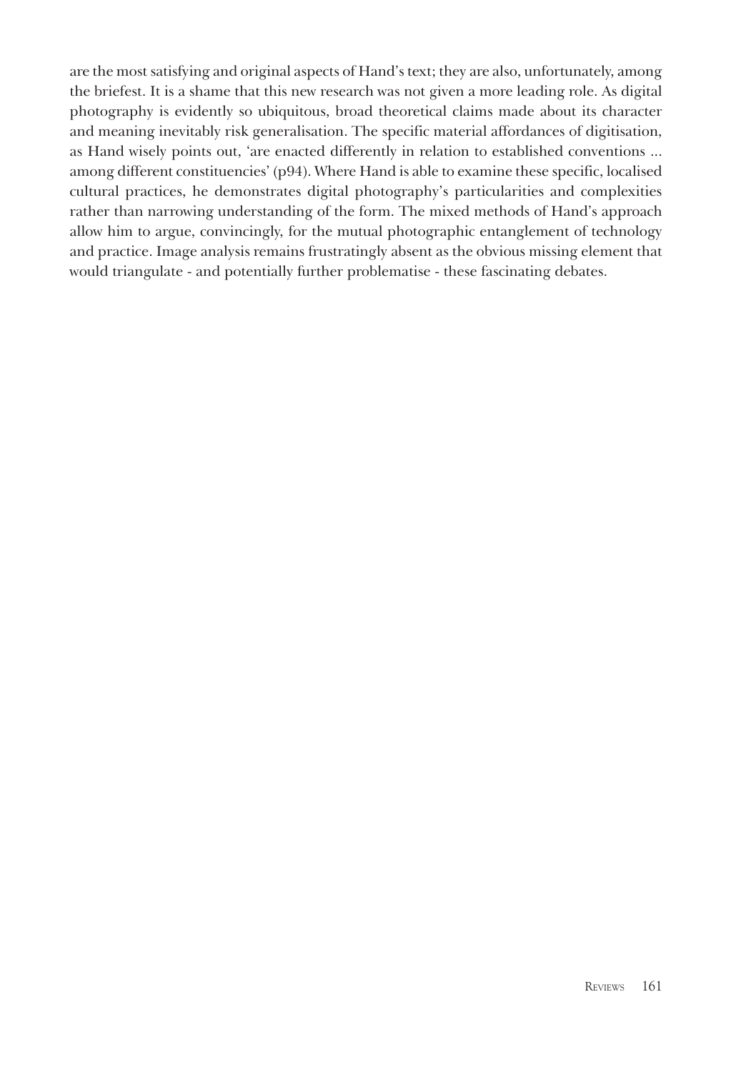are the most satisfying and original aspects of Hand's text; they are also, unfortunately, among the briefest. It is a shame that this new research was not given a more leading role. As digital photography is evidently so ubiquitous, broad theoretical claims made about its character and meaning inevitably risk generalisation. The specific material affordances of digitisation, as Hand wisely points out, 'are enacted differently in relation to established conventions ... among different constituencies' (p94). Where Hand is able to examine these specific, localised cultural practices, he demonstrates digital photography's particularities and complexities rather than narrowing understanding of the form. The mixed methods of Hand's approach allow him to argue, convincingly, for the mutual photographic entanglement of technology and practice. Image analysis remains frustratingly absent as the obvious missing element that would triangulate - and potentially further problematise - these fascinating debates.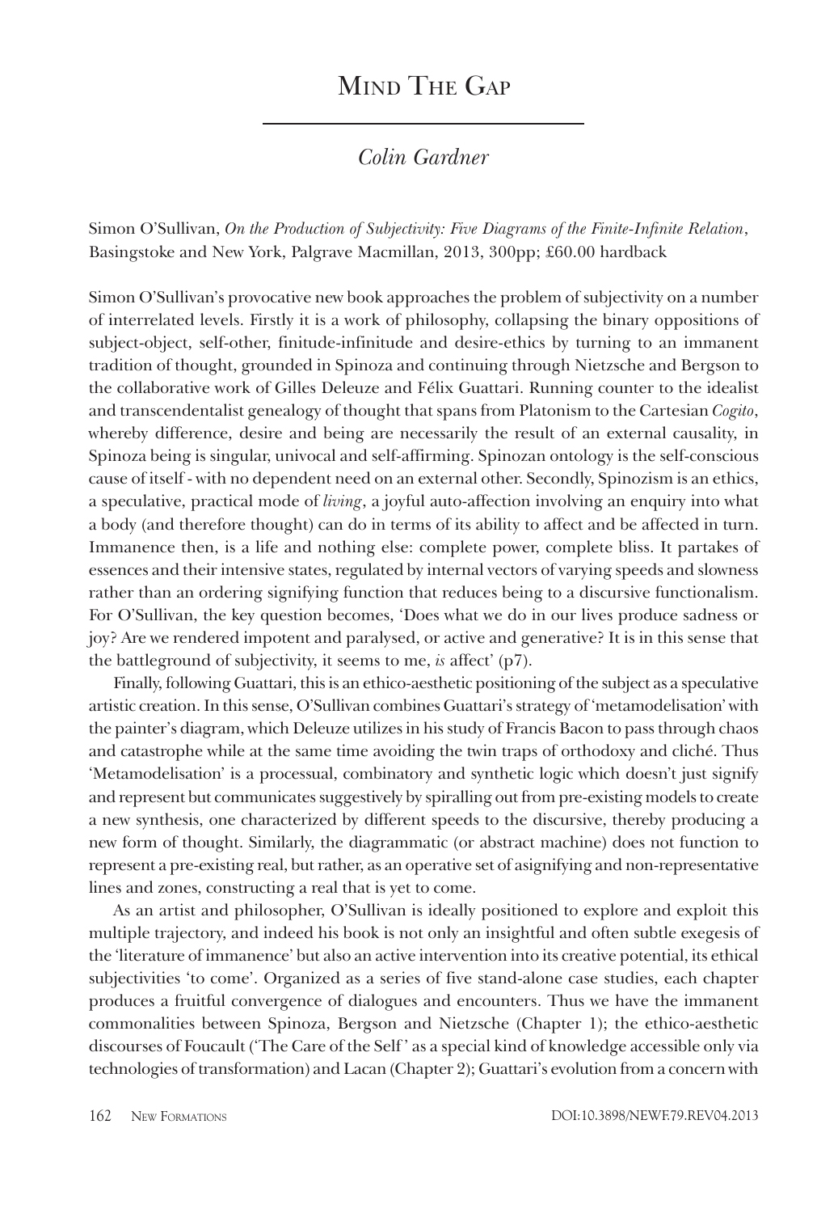# Mind The Gap

## *Colin Gardner*

Simon O'Sullivan, *On the Production of Subjectivity: Five Diagrams of the Finite-Infinite Relation*, Basingstoke and New York, Palgrave Macmillan, 2013, 300pp; £60.00 hardback

Simon O'Sullivan's provocative new book approaches the problem of subjectivity on a number of interrelated levels. Firstly it is a work of philosophy, collapsing the binary oppositions of subject-object, self-other, finitude-infinitude and desire-ethics by turning to an immanent tradition of thought, grounded in Spinoza and continuing through Nietzsche and Bergson to the collaborative work of Gilles Deleuze and Félix Guattari. Running counter to the idealist and transcendentalist genealogy of thought that spans from Platonism to the Cartesian *Cogito*, whereby difference, desire and being are necessarily the result of an external causality, in Spinoza being is singular, univocal and self-affirming. Spinozan ontology is the self-conscious cause of itself - with no dependent need on an external other. Secondly, Spinozism is an ethics, a speculative, practical mode of *living*, a joyful auto-affection involving an enquiry into what a body (and therefore thought) can do in terms of its ability to affect and be affected in turn. Immanence then, is a life and nothing else: complete power, complete bliss. It partakes of essences and their intensive states, regulated by internal vectors of varying speeds and slowness rather than an ordering signifying function that reduces being to a discursive functionalism. For O'Sullivan, the key question becomes, 'Does what we do in our lives produce sadness or joy? Are we rendered impotent and paralysed, or active and generative? It is in this sense that the battleground of subjectivity, it seems to me, *is* affect' (p7).

Finally, following Guattari, this is an ethico-aesthetic positioning of the subject as a speculative artistic creation. In this sense, O'Sullivan combines Guattari's strategy of 'metamodelisation' with the painter's diagram, which Deleuze utilizes in his study of Francis Bacon to pass through chaos and catastrophe while at the same time avoiding the twin traps of orthodoxy and cliché. Thus 'Metamodelisation' is a processual, combinatory and synthetic logic which doesn't just signify and represent but communicates suggestively by spiralling out from pre-existing models to create a new synthesis, one characterized by different speeds to the discursive, thereby producing a new form of thought. Similarly, the diagrammatic (or abstract machine) does not function to represent a pre-existing real, but rather, as an operative set of asignifying and non-representative lines and zones, constructing a real that is yet to come.

As an artist and philosopher, O'Sullivan is ideally positioned to explore and exploit this multiple trajectory, and indeed his book is not only an insightful and often subtle exegesis of the 'literature of immanence' but also an active intervention into its creative potential, its ethical subjectivities 'to come'. Organized as a series of five stand-alone case studies, each chapter produces a fruitful convergence of dialogues and encounters. Thus we have the immanent commonalities between Spinoza, Bergson and Nietzsche (Chapter 1); the ethico-aesthetic discourses of Foucault ('The Care of the Self' as a special kind of knowledge accessible only via technologies of transformation) and Lacan (Chapter 2); Guattari's evolution from a concern with

DOI:10.3898/NEWF.79.REV04.2013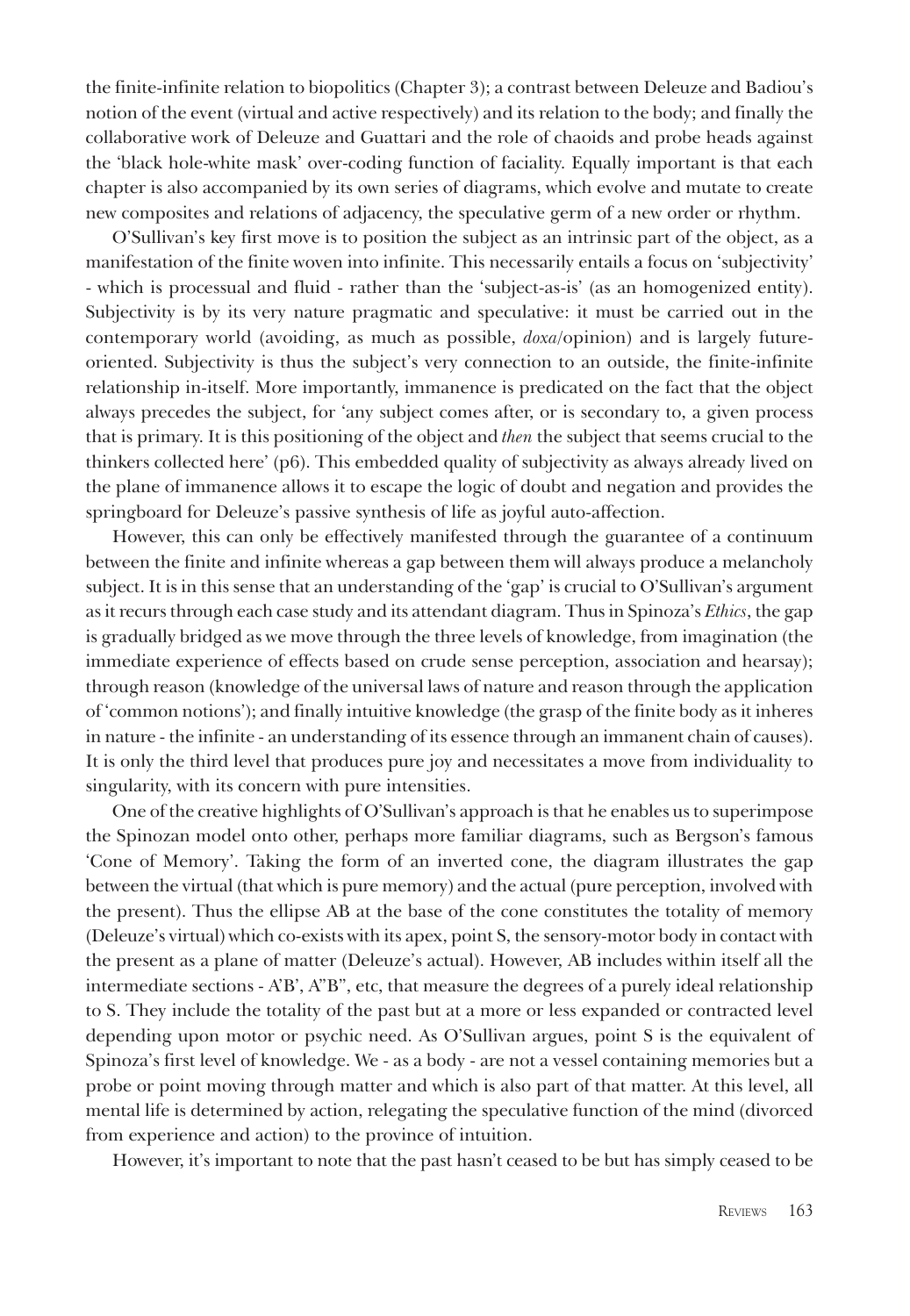the finite-infinite relation to biopolitics (Chapter 3); a contrast between Deleuze and Badiou's notion of the event (virtual and active respectively) and its relation to the body; and finally the collaborative work of Deleuze and Guattari and the role of chaoids and probe heads against the 'black hole-white mask' over-coding function of faciality. Equally important is that each chapter is also accompanied by its own series of diagrams, which evolve and mutate to create new composites and relations of adjacency, the speculative germ of a new order or rhythm.

O'Sullivan's key first move is to position the subject as an intrinsic part of the object, as a manifestation of the finite woven into infinite. This necessarily entails a focus on 'subjectivity' - which is processual and fluid - rather than the 'subject-as-is' (as an homogenized entity). Subjectivity is by its very nature pragmatic and speculative: it must be carried out in the contemporary world (avoiding, as much as possible, *doxa*/opinion) and is largely future-oriented. Subjectivity is thus the subject's very connection to an outside, the finite-infinite relationship in-itself. More importantly, immanence is predicated on the fact that the object always precedes the subject, for 'any subject comes after, or is secondary to, a given process that is primary. It is this positioning of the object and *then* the subject that seems crucial to the thinkers collected here' (p6). This embedded quality of subjectivity as always already lived on the plane of immanence allows it to escape the logic of doubt and negation and provides the springboard for Deleuze's passive synthesis of life as joyful auto-affection.

However, this can only be effectively manifested through the guarantee of a continuum between the finite and infinite whereas a gap between them will always produce a melancholy subject. It is in this sense that an understanding of the 'gap' is crucial to O'Sullivan's argument as it recurs through each case study and its attendant diagram. Thus in Spinoza's *Ethics*, the gap is gradually bridged as we move through the three levels of knowledge, from imagination (the immediate experience of effects based on crude sense perception, association and hearsay); through reason (knowledge of the universal laws of nature and reason through the application of 'common notions'); and finally intuitive knowledge (the grasp of the finite body as it inheres in nature - the infinite - an understanding of its essence through an immanent chain of causes). It is only the third level that produces pure joy and necessitates a move from individuality to singularity, with its concern with pure intensities.

One of the creative highlights of O'Sullivan's approach is that he enables us to superimpose the Spinozan model onto other, perhaps more familiar diagrams, such as Bergson's famous 'Cone of Memory'. Taking the form of an inverted cone, the diagram illustrates the gap between the virtual (that which is pure memory) and the actual (pure perception, involved with the present). Thus the ellipse AB at the base of the cone constitutes the totality of memory (Deleuze's virtual) which co-exists with its apex, point S, the sensory-motor body in contact with the present as a plane of matter (Deleuze's actual). However, AB includes within itself all the intermediate sections - A'B', A"B", etc, that measure the degrees of a purely ideal relationship to S. They include the totality of the past but at a more or less expanded or contracted level depending upon motor or psychic need. As O'Sullivan argues, point S is the equivalent of Spinoza's first level of knowledge. We - as a body - are not a vessel containing memories but a probe or point moving through matter and which is also part of that matter. At this level, all mental life is determined by action, relegating the speculative function of the mind (divorced from experience and action) to the province of intuition.

However, it's important to note that the past hasn't ceased to be but has simply ceased to be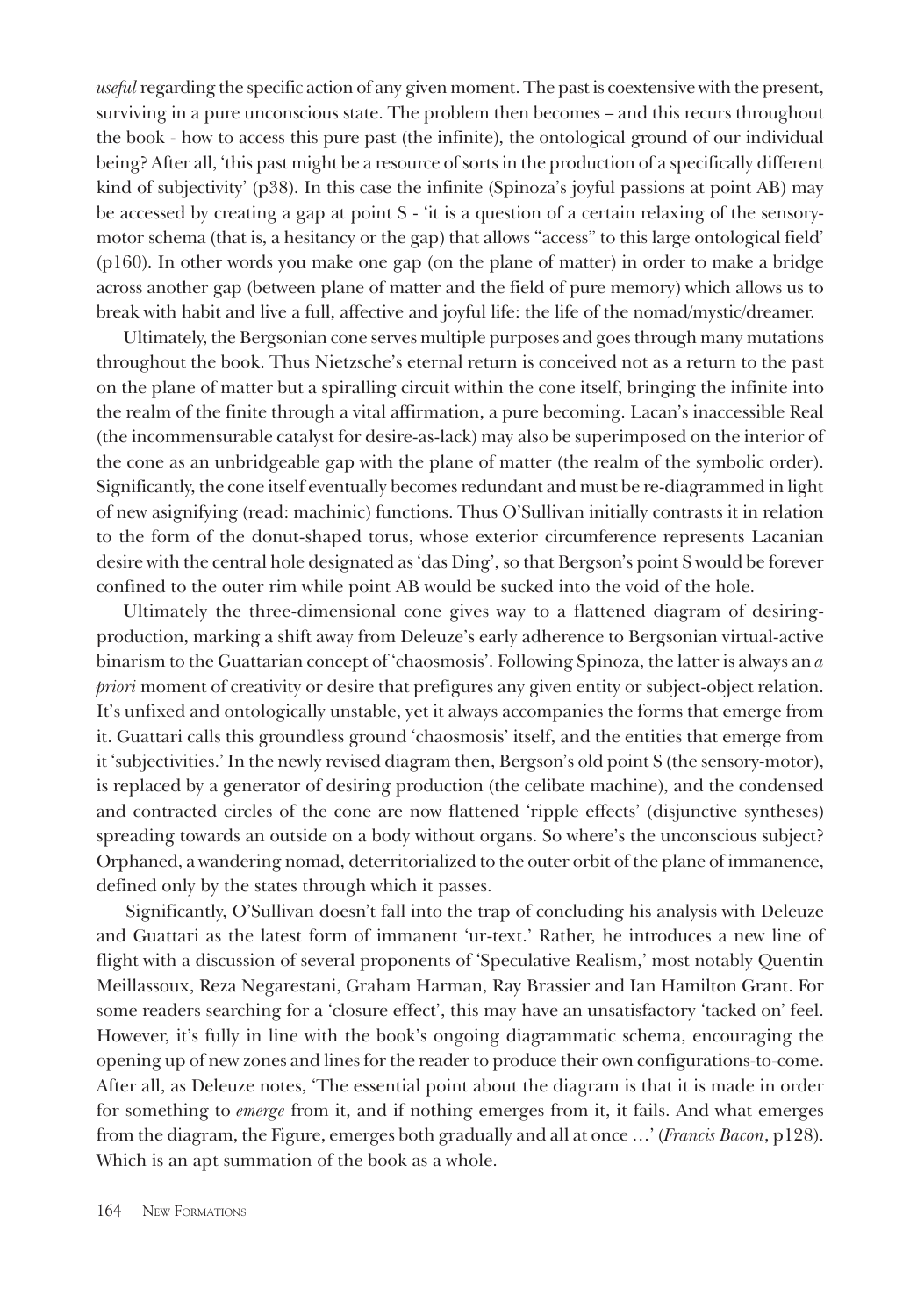*useful* regarding the specific action of any given moment. The past is coextensive with the present, surviving in a pure unconscious state. The problem then becomes – and this recurs throughout the book - how to access this pure past (the infinite), the ontological ground of our individual being? After all, 'this past might be a resource of sorts in the production of a specifically different kind of subjectivity' (p38). In this case the infinite (Spinoza's joyful passions at point AB) may be accessed by creating a gap at point S - 'it is a question of a certain relaxing of the sensory-motor schema (that is, a hesitancy or the gap) that allows "access" to this large ontological field' (p160). In other words you make one gap (on the plane of matter) in order to make a bridge across another gap (between plane of matter and the field of pure memory) which allows us to break with habit and live a full, affective and joyful life: the life of the nomad/mystic/dreamer.

Ultimately, the Bergsonian cone serves multiple purposes and goes through many mutations throughout the book. Thus Nietzsche's eternal return is conceived not as a return to the past on the plane of matter but a spiralling circuit within the cone itself, bringing the infinite into the realm of the finite through a vital affirmation, a pure becoming. Lacan's inaccessible Real (the incommensurable catalyst for desire-as-lack) may also be superimposed on the interior of the cone as an unbridgeable gap with the plane of matter (the realm of the symbolic order). Significantly, the cone itself eventually becomes redundant and must be re-diagrammed in light of new asignifying (read: machinic) functions. Thus O'Sullivan initially contrasts it in relation to the form of the donut-shaped torus, whose exterior circumference represents Lacanian desire with the central hole designated as 'das Ding', so that Bergson's point S would be forever confined to the outer rim while point AB would be sucked into the void of the hole.

Ultimately the three-dimensional cone gives way to a flattened diagram of desiring-production, marking a shift away from Deleuze's early adherence to Bergsonian virtual-active binarism to the Guattarian concept of 'chaosmosis'. Following Spinoza, the latter is always an *a priori* moment of creativity or desire that prefigures any given entity or subject-object relation. It's unfixed and ontologically unstable, yet it always accompanies the forms that emerge from it. Guattari calls this groundless ground 'chaosmosis' itself, and the entities that emerge from it 'subjectivities.' In the newly revised diagram then, Bergson's old point S (the sensory-motor), is replaced by a generator of desiring production (the celibate machine), and the condensed and contracted circles of the cone are now flattened 'ripple effects' (disjunctive syntheses) spreading towards an outside on a body without organs. So where's the unconscious subject? Orphaned, a wandering nomad, deterritorialized to the outer orbit of the plane of immanence, defined only by the states through which it passes.

Significantly, O'Sullivan doesn't fall into the trap of concluding his analysis with Deleuze and Guattari as the latest form of immanent 'ur-text.' Rather, he introduces a new line of flight with a discussion of several proponents of 'Speculative Realism,' most notably Quentin Meillassoux, Reza Negarestani, Graham Harman, Ray Brassier and Ian Hamilton Grant. For some readers searching for a 'closure effect', this may have an unsatisfactory 'tacked on' feel. However, it's fully in line with the book's ongoing diagrammatic schema, encouraging the opening up of new zones and lines for the reader to produce their own configurations-to-come. After all, as Deleuze notes, 'The essential point about the diagram is that it is made in order for something to *emerge* from it, and if nothing emerges from it, it fails. And what emerges from the diagram, the Figure, emerges both gradually and all at once …' (*Francis Bacon*, p128). Which is an apt summation of the book as a whole.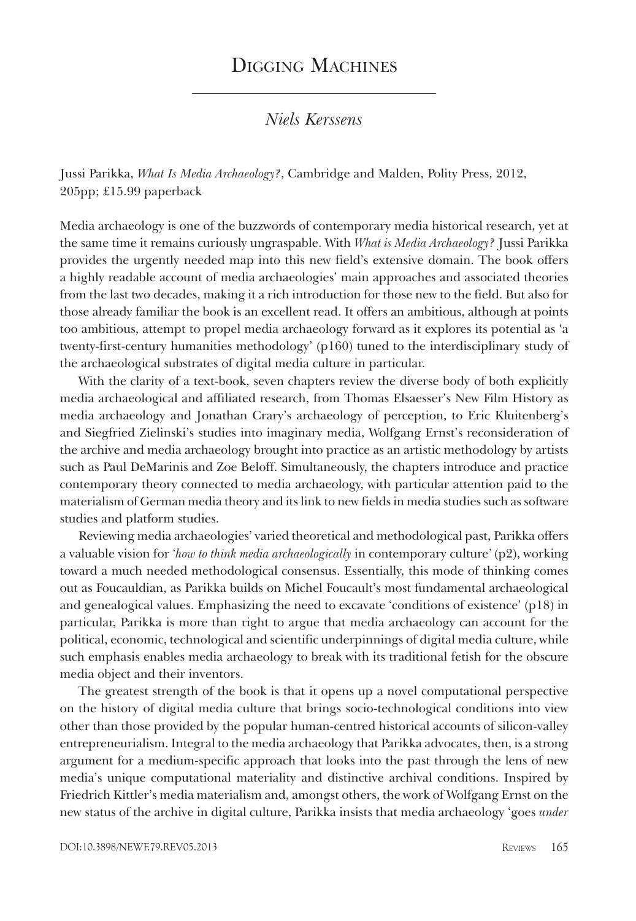# Digging Machines

*Niels Kerssens*

Jussi Parikka, *What Is Media Archaeology?*, Cambridge and Malden, Polity Press, 2012, 205pp; £15.99 paperback

Media archaeology is one of the buzzwords of contemporary media historical research, yet at the same time it remains curiously ungraspable. With *What is Media Archaeology?* Jussi Parikka provides the urgently needed map into this new field's extensive domain. The book offers a highly readable account of media archaeologies' main approaches and associated theories from the last two decades, making it a rich introduction for those new to the field. But also for those already familiar the book is an excellent read. It offers an ambitious, although at points too ambitious, attempt to propel media archaeology forward as it explores its potential as 'a twenty-first-century humanities methodology' (p160) tuned to the interdisciplinary study of the archaeological substrates of digital media culture in particular.

With the clarity of a text-book, seven chapters review the diverse body of both explicitly media archaeological and affiliated research, from Thomas Elsaesser's New Film History as media archaeology and Jonathan Crary's archaeology of perception, to Eric Kluitenberg's and Siegfried Zielinski's studies into imaginary media, Wolfgang Ernst's reconsideration of the archive and media archaeology brought into practice as an artistic methodology by artists such as Paul DeMarinis and Zoe Beloff. Simultaneously, the chapters introduce and practice contemporary theory connected to media archaeology, with particular attention paid to the materialism of German media theory and its link to new fields in media studies such as software studies and platform studies.

Reviewing media archaeologies' varied theoretical and methodological past, Parikka offers a valuable vision for '*how to think media archaeologically* in contemporary culture' (p2), working toward a much needed methodological consensus. Essentially, this mode of thinking comes out as Foucauldian, as Parikka builds on Michel Foucault's most fundamental archaeological and genealogical values. Emphasizing the need to excavate 'conditions of existence' (p18) in particular, Parikka is more than right to argue that media archaeology can account for the political, economic, technological and scientific underpinnings of digital media culture, while such emphasis enables media archaeology to break with its traditional fetish for the obscure media object and their inventors.

The greatest strength of the book is that it opens up a novel computational perspective on the history of digital media culture that brings socio-technological conditions into view other than those provided by the popular human-centred historical accounts of silicon-valley entrepreneurialism. Integral to the media archaeology that Parikka advocates, then, is a strong argument for a medium-specific approach that looks into the past through the lens of new media's unique computational materiality and distinctive archival conditions. Inspired by Friedrich Kittler's media materialism and, amongst others, the work of Wolfgang Ernst on the new status of the archive in digital culture, Parikka insists that media archaeology 'goes *under*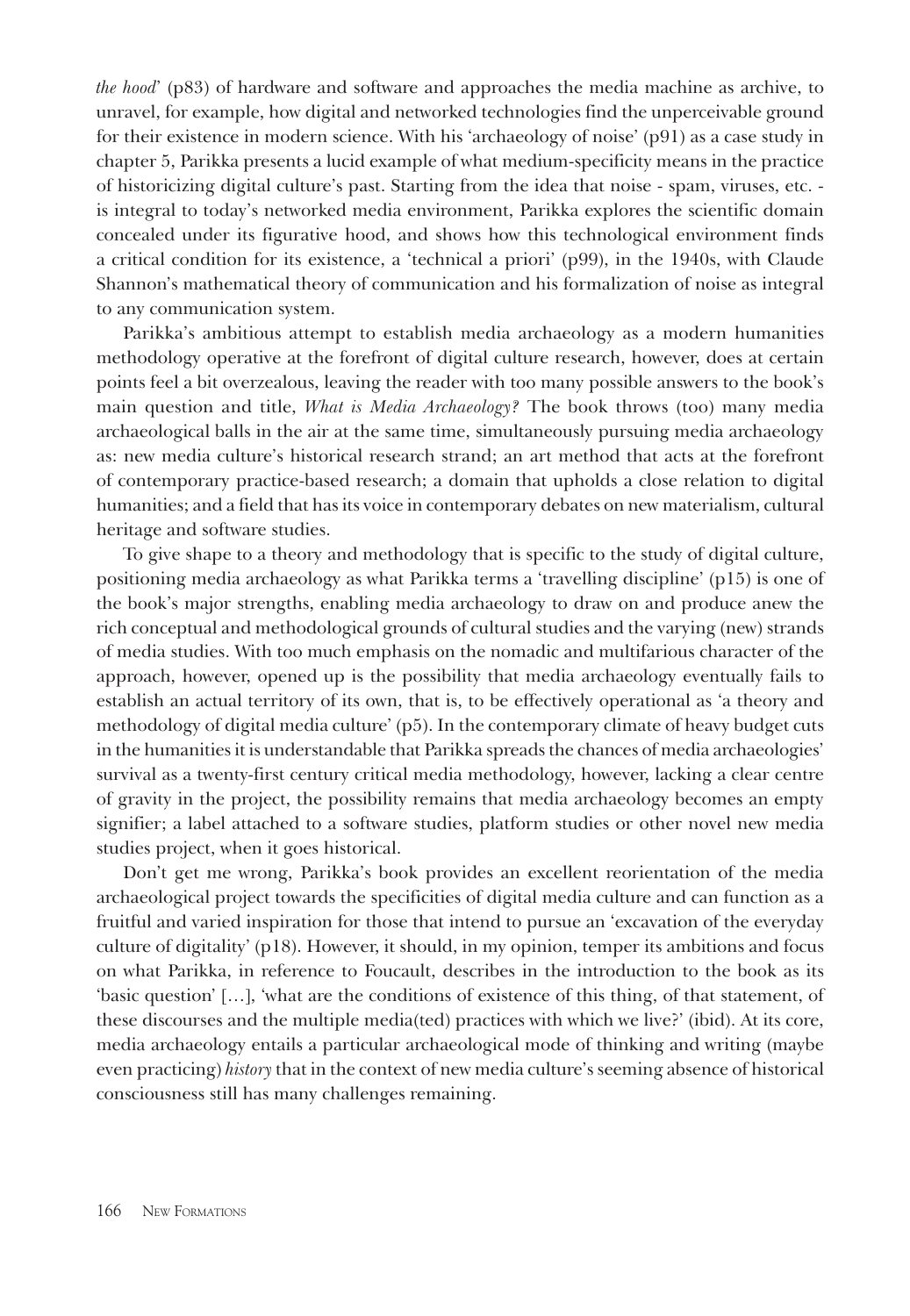*the hood*' (p83) of hardware and software and approaches the media machine as archive, to unravel, for example, how digital and networked technologies find the unperceivable ground for their existence in modern science. With his 'archaeology of noise' (p91) as a case study in chapter 5, Parikka presents a lucid example of what medium-specificity means in the practice of historicizing digital culture's past. Starting from the idea that noise - spam, viruses, etc. - is integral to today's networked media environment, Parikka explores the scientific domain concealed under its figurative hood, and shows how this technological environment finds a critical condition for its existence, a 'technical a priori' (p99), in the 1940s, with Claude Shannon's mathematical theory of communication and his formalization of noise as integral to any communication system.

Parikka's ambitious attempt to establish media archaeology as a modern humanities methodology operative at the forefront of digital culture research, however, does at certain points feel a bit overzealous, leaving the reader with too many possible answers to the book's main question and title, *What is Media Archaeology?* The book throws (too) many media archaeological balls in the air at the same time, simultaneously pursuing media archaeology as: new media culture's historical research strand; an art method that acts at the forefront of contemporary practice-based research; a domain that upholds a close relation to digital humanities; and a field that has its voice in contemporary debates on new materialism, cultural heritage and software studies.

To give shape to a theory and methodology that is specific to the study of digital culture, positioning media archaeology as what Parikka terms a 'travelling discipline' (p15) is one of the book's major strengths, enabling media archaeology to draw on and produce anew the rich conceptual and methodological grounds of cultural studies and the varying (new) strands of media studies. With too much emphasis on the nomadic and multifarious character of the approach, however, opened up is the possibility that media archaeology eventually fails to establish an actual territory of its own, that is, to be effectively operational as 'a theory and methodology of digital media culture' (p5). In the contemporary climate of heavy budget cuts in the humanities it is understandable that Parikka spreads the chances of media archaeologies' survival as a twenty-first century critical media methodology, however, lacking a clear centre of gravity in the project, the possibility remains that media archaeology becomes an empty signifier; a label attached to a software studies, platform studies or other novel new media studies project, when it goes historical.

Don't get me wrong, Parikka's book provides an excellent reorientation of the media archaeological project towards the specificities of digital media culture and can function as a fruitful and varied inspiration for those that intend to pursue an 'excavation of the everyday culture of digitality' (p18). However, it should, in my opinion, temper its ambitions and focus on what Parikka, in reference to Foucault, describes in the introduction to the book as its 'basic question' […], 'what are the conditions of existence of this thing, of that statement, of these discourses and the multiple media(ted) practices with which we live?' (ibid). At its core, media archaeology entails a particular archaeological mode of thinking and writing (maybe even practicing) *history* that in the context of new media culture's seeming absence of historical consciousness still has many challenges remaining.